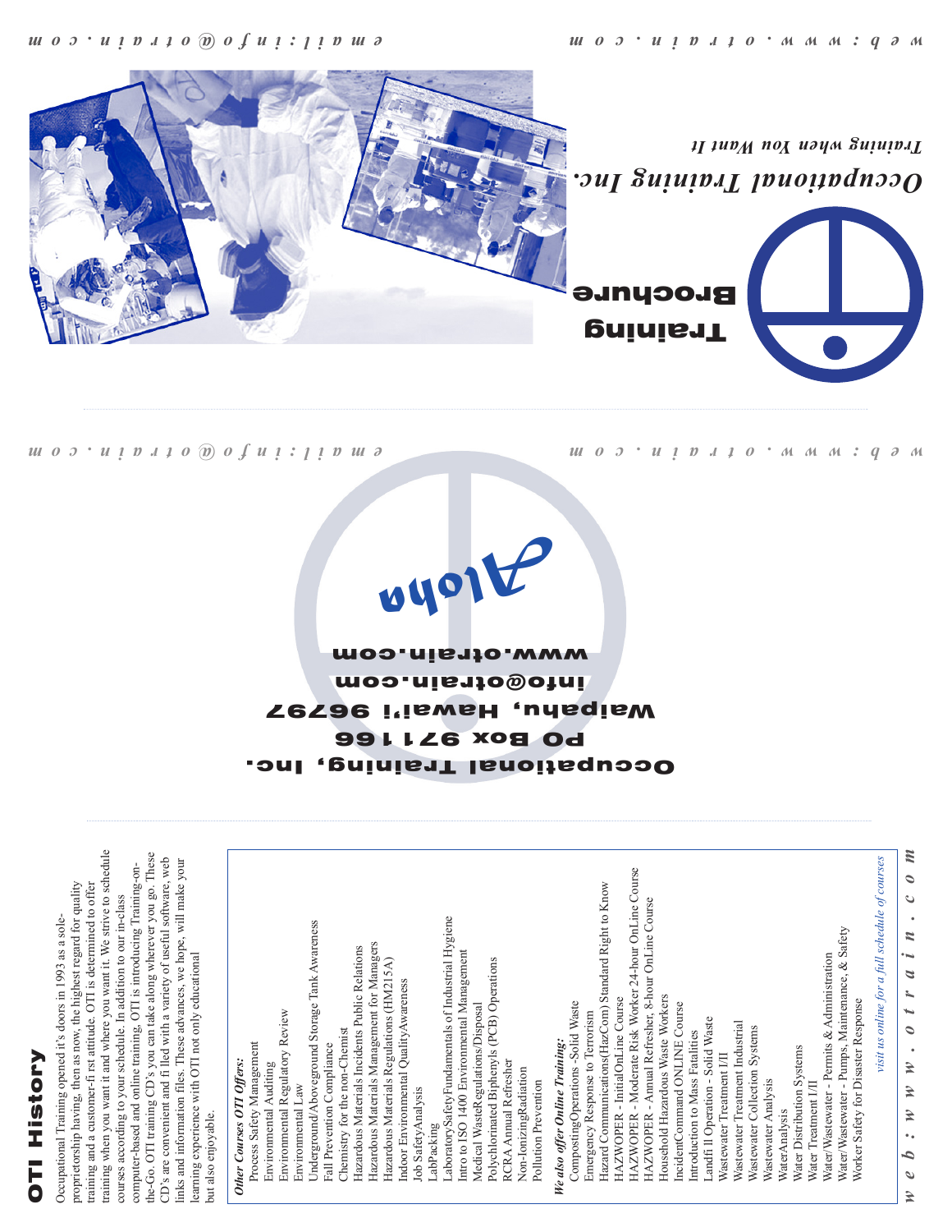# Training Brochure

## Occupational Training Inc.

*Training when You Want It*

web:www.otrain.com

email:info@otrain.com

Aloha

**Occupational Training, Inc.**
**PO Box 971166**
**Waipahu, Hawai'i 96797**
**info@otrain.com**
**www.otrain.com**

## OTI History

Occupational Training opened it's doors in 1993 as a sole-proprietorship having, then as now, the highest regard for quality training and a customer-first attitude. OTI is determined to offer training when you want it and where you want it. We strive to schedule courses according to your schedule. In addition to our in-class computer-based and online training, OTI is introducing Training-on-the-Go. OTI training CD's you can take along wherever you go. These CD's are convenient and filled with a variety of useful software, web links and information files. These advances, we hope, will make your learning experience with OTI not only educational but also enjoyable.

***Other Courses OTI Offers:***

- Process Safety Management
- Environmental Auditing
- Environmental Regulatory Review
- Environmental Law
- Underground/Aboveground Storage Tank Awareness
- Fall Prevention Compliance
- Chemistry for the non-Chemist
- Hazardous Materials Incidents Public Relations
- Hazardous Materials Management for Managers
- Hazardous Materials Regulations (HM215A)
- Indoor Environmental QualityAwareness
- Job SafetyAnalysis
- LabPacking
- LaboratorySafetyFundamentals of Industrial Hygiene
- Intro to ISO 1400 Environmental Management
- Medical WasteRegulations/Disposal
- Polychlorinated Biphenyls (PCB) Operations
- RCRA Annual Refresher
- Non-IonizingRadiation
- Pollution Prevention

***We also offer Online Training:***

- CompostingOperations -Solid Waste
- Emergency Response to Terrorism
- Hazard Communications(HazCom) Standard Right to Know
- HAZWOPER - InitialOnLine Course
- HAZWOPER - Moderate Risk Worker 24-hour OnLine Course
- HAZWOPER - Annual Refresher, 8-hour OnLine Course
- Household Hazardous Waste Workers
- IncidentCommand ONLINE Course
- Introduction to Mass Fatalities
- Landfill Operation - Solid Waste
- Wastewater Treatment I/II
- Wastewater Treatment Industrial
- Wastewater Collection Systems
- Wastewater Analysis
- WaterAnalysis
- Water Distribution Systems
- Water Treatment I/II
- Water/Wastewater - Permits & Administration
- Water/Wastewater - Pumps, Maintenance, & Safety
- Worker Safety for Disaster Response

*visit us online for a full schedule of courses*

web:www.otrain.com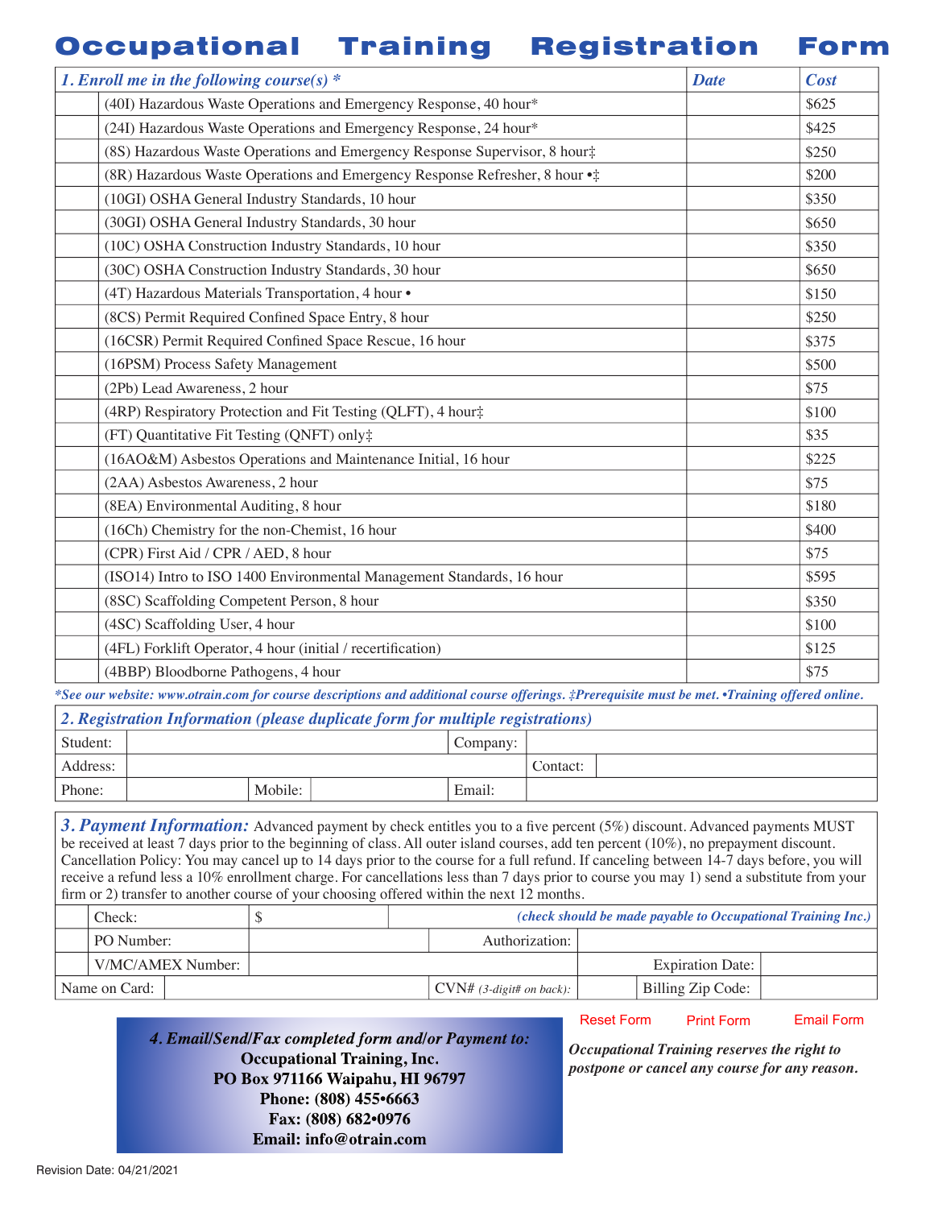# Occupational Training Registration Form

| | 1. Enroll me in the following course(s) * | Date | Cost |
|---|---|---|---|
| | (40I) Hazardous Waste Operations and Emergency Response, 40 hour* | | $625 |
| | (24I) Hazardous Waste Operations and Emergency Response, 24 hour* | | $425 |
| | (8S) Hazardous Waste Operations and Emergency Response Supervisor, 8 hour‡ | | $250 |
| | (8R) Hazardous Waste Operations and Emergency Response Refresher, 8 hour •‡ | | $200 |
| | (10GI) OSHA General Industry Standards, 10 hour | | $350 |
| | (30GI) OSHA General Industry Standards, 30 hour | | $650 |
| | (10C) OSHA Construction Industry Standards, 10 hour | | $350 |
| | (30C) OSHA Construction Industry Standards, 30 hour | | $650 |
| | (4T) Hazardous Materials Transportation, 4 hour • | | $150 |
| | (8CS) Permit Required Confined Space Entry, 8 hour | | $250 |
| | (16CSR) Permit Required Confined Space Rescue, 16 hour | | $375 |
| | (16PSM) Process Safety Management | | $500 |
| | (2Pb) Lead Awareness, 2 hour | | $75 |
| | (4RP) Respiratory Protection and Fit Testing (QLFT), 4 hour‡ | | $100 |
| | (FT) Quantitative Fit Testing (QNFT) only‡ | | $35 |
| | (16AO&M) Asbestos Operations and Maintenance Initial, 16 hour | | $225 |
| | (2AA) Asbestos Awareness, 2 hour | | $75 |
| | (8EA) Environmental Auditing, 8 hour | | $180 |
| | (16Ch) Chemistry for the non-Chemist, 16 hour | | $400 |
| | (CPR) First Aid / CPR / AED, 8 hour | | $75 |
| | (ISO14) Intro to ISO 1400 Environmental Management Standards, 16 hour | | $595 |
| | (8SC) Scaffolding Competent Person, 8 hour | | $350 |
| | (4SC) Scaffolding User, 4 hour | | $100 |
| | (4FL) Forklift Operator, 4 hour (initial / recertification) | | $125 |
| | (4BBP) Bloodborne Pathogens, 4 hour | | $75 |

*\*See our website: www.otrain.com for course descriptions and additional course offerings. ‡Prerequisite must be met. •Training offered online.*

## 2. Registration Information (please duplicate form for multiple registrations)

| | | | | | |
|---|---|---|---|---|---|
| Student: | | | | Company: | |
| Address: | | | | Contact: | |
| Phone: | | Mobile: | | Email: | |

## 3. Payment Information:

Advanced payment by check entitles you to a five percent (5%) discount. Advanced payments MUST be received at least 7 days prior to the beginning of class. All outer island courses, add ten percent (10%), no prepayment discount. Cancellation Policy: You may cancel up to 14 days prior to the course for a full refund. If canceling between 14-7 days before, you will receive a refund less a 10% enrollment charge. For cancellations less than 7 days prior to course you may 1) send a substitute from your firm or 2) transfer to another course of your choosing offered within the next 12 months.

| | | | | |
|---|---|---|---|---|
| Check: | $ | *(check should be made payable to Occupational Training Inc.)* | | |
| PO Number: | | Authorization: | | |
| V/MC/AMEX Number: | | | Expiration Date: | |
| Name on Card: | | CVN# *(3-digit# on back)*: | Billing Zip Code: | |

Reset Form Print Form Email Form

**4. Email/Send/Fax completed form and/or Payment to:**
**Occupational Training, Inc.**
**PO Box 971166 Waipahu, HI 96797**
**Phone: (808) 455•6663**
**Fax: (808) 682•0976**
**Email: info@otrain.com**

***Occupational Training reserves the right to postpone or cancel any course for any reason.***

Revision Date: 04/21/2021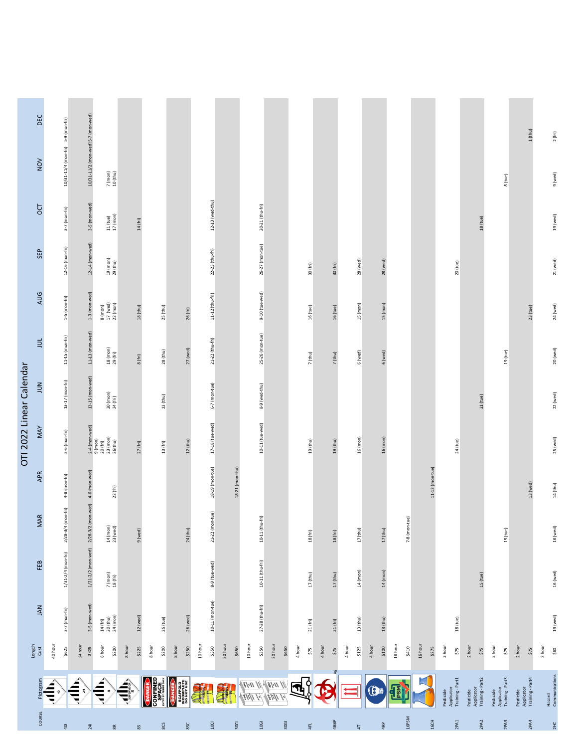# OTI 2022 Linear Calendar

| COURSE | Pictogram | Length / Cost | JAN | FEB | MAR | APR | MAY | JUN | JUL | AUG | SEP | OCT | NOV | DEC |
|---|---|---|---|---|---|---|---|---|---|---|---|---|---|---|
| 40I | | 40 hour<br>$625 | 3-7 (mon-fri) | 1/31-2/4 (mon-fri) | 2/28-3/4 (mon-fri) | 4-8 (mon-fri) | 2-6 (mon-fri) | 13-17 (mon-fri) | 11-15 (mon-fri) | 1-5 (mon-fri) | 12-16 (mon-fri) | 3-7 (mon-fri) | 10/31-11/4 (mon-fri) | 5-9 (mon-fri) |
| 24I | | 24 hour<br>$425 | 3-5 (mon-wed) | 1/31-2/2 (mon-wed) | 2/28-3/2 (mon-wed) | 4-6 (mon-wed) | 2-4 (mon-wed) | 13-15 (mon-wed) | 11-13 (mon-wed) | 1-3 (mon-wed) | 12-14 (mon-wed) | 3-5 (mon-wed) | 10/31-11/2 (mon-wed) | 5-7 (mon-wed) |
| 8R | | 8 hour<br>$200 | 14 (fri)<br>20 (thu)<br>24 (mon) | 7 (mon)<br>18 (fri) | 14 (mon)<br>23 (wed) | 22 (fri) | 9 (mon)<br>20 (fri)<br>23 (mon)<br>26(thu) | 20 (mon)<br>24 (fri) | 18 (mon)<br>29 (fri) | 8 (mon)<br>17 (wed)<br>22 (mon) | 19 (mon)<br>29 (thu) | 11 (tue)<br>17 (mon) | 7 (mon)<br>10 (thu) | |
| 8S | | 8 hour<br>$225 | 12 (wed) | | 9 (wed) | | 27 (fri) | | 8 (fri) | 18 (thu) | | 14 (fri) | | |
| 8CS | | 8 hour<br>$200 | 25 (tue) | | | | 13 (fri) | 23 (thu) | 28 (thu) | 25 (thu) | | | | |
| 8SC | | 8 hour<br>$250 | 26 (wed) | | 24 (thu) | | 12 (thu) | | 27 (wed) | 26 (fri) | | | | |
| 10CI | | 10 hour<br>$350 | 10-11 (mon-tue) | 8-9 (tue-wed) | 21-22 (mon-tue) | 18-19 (mon-tue) | 17-18 (tue-wed) | 6-7 (mon-tue) | 21-22 (thu-fri) | 11-12 (thu-fri) | 22-23 (thu-fri) | 12-13 (wed-thu) | | |
| 30CI | | 30 hour<br>$650 | | | | 18-21 (mon-thu) | | | | | | | | |
| 10GI | | 10 hour<br>$350 | 27-28 (thu-fri) | 10-11 (thu-fri) | 10-11 (thu-fri) | | 10-11 (tue-wed) | 8-9 (wed-thu) | 25-26 (mon-tue) | 9-10 (tue-wed) | 26-27 (mon-tue) | 20-21 (thu-fri) | | |
| 30GI | | 30 hour<br>$650 | | | | | | | | | | | | |
| 4FL | | 4 hour<br>$75 | 21 (fri) | 17 (thu) | 18 (fri) | | 19 (thu) | | 7 (thu) | 16 (tue) | 30 (fri) | | | |
| 4BBP | | 4 hour<br>$75 | 21 (fri) | 17 (thu) | 18 (fri) | | 19 (thu) | | 7 (thu) | 16 (tue) | 30 (fri) | | | |
| 4T | | 4 hour<br>$125 | 13 (thu) | 14 (mon) | 17 (thu) | | 16 (mon) | | 6 (wed) | 15 (mon) | 28 (wed) | | | |
| 4RP | | 4 hour<br>$100 | 13 (thu) | 14 (mon) | 17 (thu) | | 16 (mon) | | 6 (wed) | 15 (mon) | 28 (wed) | | | |
| 16PSM | | 16 hour<br>$410 | | | 7-8 (mon-tue) | | | | | | | | | |
| 16CH | | 16 hour<br>$275 | | | | 11-12 (mon-tue) | | | | | | | | |
| 2PA1 | Pesticide Applicator Training - Part1 | 2 hour<br>$75 | 18 (tue) | | | | 24 (tue) | | | | 20 (tue) | | | |
| 2PA2 | Pesticide Applicator Training - Part2 | 2 hour<br>$75 | | 15 (tue) | | | | 21 (tue) | | | | 18 (tue) | | |
| 2PA3 | Pesticide Applicator Training - Part3 | 2 hour<br>$75 | | | 15 (tue) | | | | 19 (tue) | | | | 8 (tue) | |
| 2PA4 | Pesticide Applicator Training - Part4 | 2 hour<br>$75 | | | | 13 (wed) | | | | 23 (tue) | | | | 1 (thu) |
| 2HC | Hazard Communications | 2 hour<br>$60 | 19 (wed) | 16 (wed) | 16 (wed) | 14 (thu) | 25 (wed) | 22 (wed) | 20 (wed) | 24 (wed) | 21 (wed) | 19 (wed) | 9 (wed) | 2 (fri) |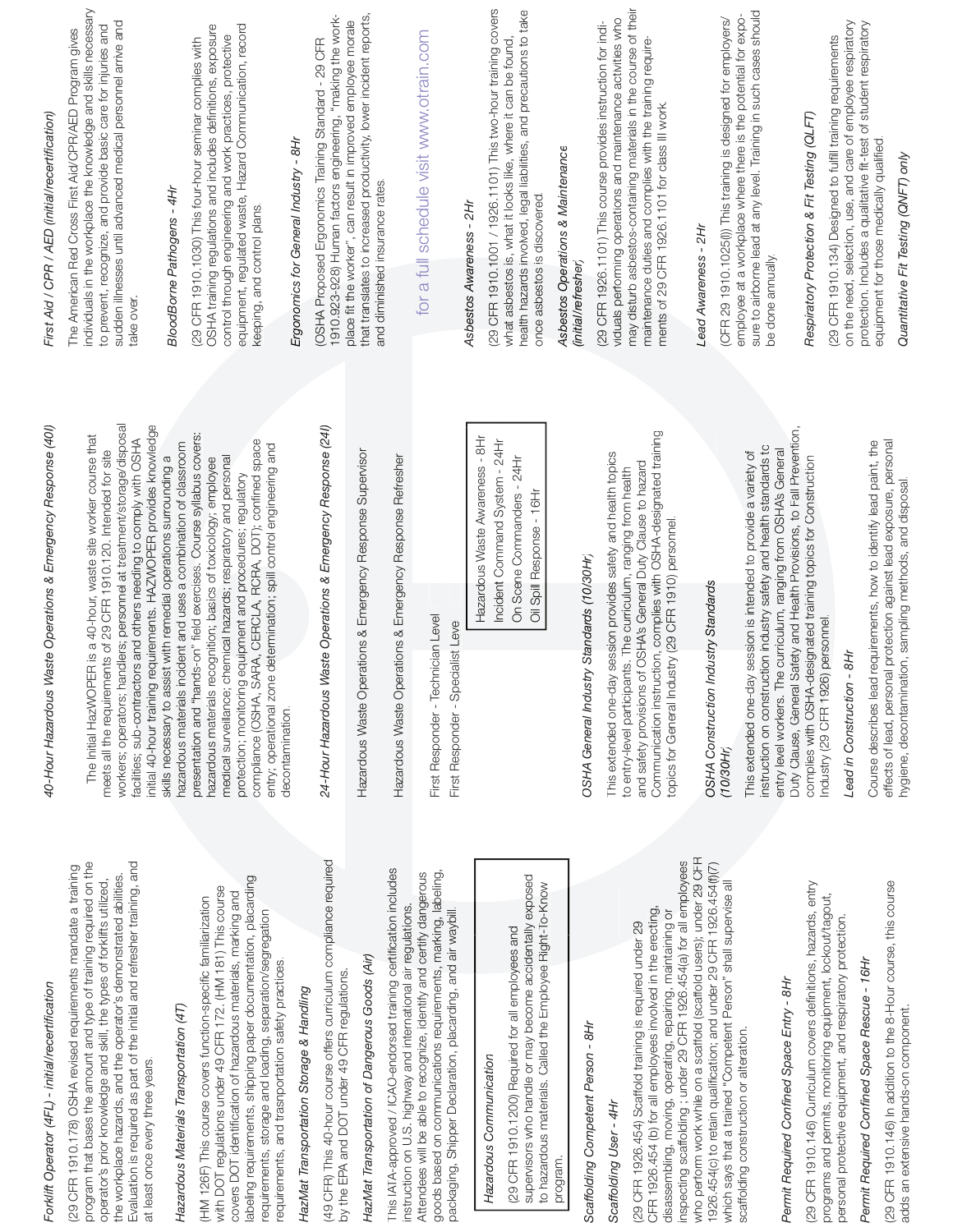*Forklift Operator (4FL) - initial/recertification*

(29 CFR 1910.178) OSHA revised requirements mandate a training program that bases the amount and type of training required on the operator's prior knowledge and skill, the types of forklifts utilized, the workplace hazards, and the operator's demonstrated abilities. Evaluation is required as part of the initial and refresher training, and at least once every three years.

*Hazardous Materials Transportation (4T)*

(HM 126F) This course covers function-specific familiarization with DOT regulations under 49 CFR 172. (HM 181) This course covers DOT identification of hazardous materials, marking and labeling requirements, shipping paper documentation, placarding requirements, storage and loading, separation/segregation requirements, and trasnportation safety practices.

*HazMat Transportation Storage & Handling*

(49 CFR) This 40-hour course offers curriculum compliance required by the EPA and DOT under 49 CFR regulations.

*HazMat Transportation of Dangerous Goods (Air)*

This IATA-approved / ICAO-endorsed training certification includes instruction on U.S. highway and international air regulations. Attendees will be able to recognize, identify and certify dangerous goods based on communications requirements, marking, labeling, packaging, Shipper Declaration, placarding, and air waybill.

*Hazardous Communication*

(29 CFR 1910.1200) Required for all employees and supervisors who handle or may become accidentally exposed to hazardous materials. Called the Employee Right-To-Know program.

*Scaffolding Competent Person - 8Hr*

*Scaffolding User - 4Hr*

(29 CFR 1926.454) Scaffold training is required under 29 CFR 1926.454 (b) for all employees involved in the erecting, disassembling, moving, operating, repairing, maintaining or inspecting scaffolding ; under 29 CFR 1926.454(a) for all employees who perform work while on a scaffold (scaffold users); under 29 CFR 1926.454(c) to retain qualification; and under 29 CFR 1926.454(f)(7) which says that a trained "Competent Person" shall supervise all scaffolding construction or alteration.

*Permit Required Confined Space Entry - 8Hr*

(29 CFR 1910.146) Curriculum covers definitions, hazards, entry programs and permits, monitoring equipment, lockout/tagout, personal protective equipment, and respiratory protection.

*Permit Required Confined Space Rescue - 16Hr*

(29 CFR 1910.146) In addition to the 8-Hour course, this course adds an extensive hands-on component.

*40-Hour Hazardous Waste Operations & Emergency Response (40I)*

The Initial HazWOPER is a 40-hour, waste site worker course that meets all the requirements of 29 CFR 1910.120. Intended for site workers; operators; handlers; personnel at treatment/storage/disposal facilities; sub-contractors and others needing to comply with OSHA initial 40-hour training requirements. HAZWOPER provides knowledge skills necessary to assist with remedial operations surrounding a hazardous materials incident and uses a combination of classroom presentation and "hands-on" field exercises. Course syllabus covers: hazardous materials recognition; basics of toxicology; employee medical surveillance; chemical hazards; respiratory and personal protection; monitoring equipment and procedures; regulatory compliance (OSHA, SARA, CERCLA, RCRA, DOT); confined space entry; operational zone determination; spill control engineering and decontamination.

*24-Hour Hazardous Waste Operations & Emergency Response (24I)*

Hazardous Waste Operations & Emergency Response Supervisor

Hazardous Waste Operations & Emergency Response Refresher

First Responder - Technician Level

First Responder - Specialist Leve

Hazardous Waste Awareness - 8Hr
Incident Command System - 24Hr
On Scene Commanders - 24Hr
Oil Spill Response - 16Hr

*OSHA General Industry Standards (10/30Hr)*

This extended one-day session provides safety and health topics to entry-level participants. The curriculum, ranging from health and safety provisions of OSHA's General Duty Clause to hazard Communication instruction, complies with OSHA-designated training topics for General Industry (29 CFR 1910) personnel.

*OSHA Construction Industry Standards (10/30Hr)*

This extended one-day session is intended to provide a variety of instruction on construction industry safety and health standards to entry level workers. The curriculum, ranging from OSHA's General Duty Clause, General Safety and Health Provisions, to Fall Prevention, complies with OSHA-designated training topics for Construction Industry (29 CFR 1926) personnel.

*Lead in Construction - 8Hr*

Course describes lead requirements, how to identify lead paint, the effects of lead, personal protection against lead exposure, personal hygiene, decontamination, sampling methods, and disposal.

*First Aid / CPR / AED (initial/recertification)*

The American Red Cross First Aid/CPR/AED Program gives individuals in the workplace the knowledge and skills necessary to prevent, recognize, and provide basic care for injuries and sudden illnesses until advanced medical personnel arrive and take over.

*BloodBorne Pathogens - 4Hr*

(29 CFR 1910.1030) This four-hour seminar complies with OSHA training regulations and includes definitions, exposure control through engineering and work practices, protective equipment, regulated waste, Hazard Communication, record keeping, and control plans.

*Ergonomics for General Industry - 8Hr*

(OSHA Proposed Ergonomics Training Standard - 29 CFR 1910.923-928) Human factors engineering, "making the workplace fit the worker", can result in improved employee morale that translates to increased productivity, lower incident reports, and diminished insurance rates.

for a full schedule visit www.otrain.com

*Asbestos Awareness - 2Hr*

(29 CFR 1910.1001 / 1926.1101) This two-hour training covers what asbestos is, what it looks like, where it can be found, health hazards involved, legal liabilities, and precautions to take once asbestos is discovered.

*Asbestos Operations & Maintenance (initial/refresher)*

(29 CFR 1926.1101) This course provides instruction for individuals performing operations and maintenance activites who may disturb asbestos-containing materials in the course of their maintenance duties and complies with the training requirements of 29 CFR 1926.1101 for class III work.

*Lead Awareness - 2Hr*

(CFR 29 1910.1025(l)) This training is designed for employers/employee at a workplace where there is the potential for exposure to airborne lead at any level. Training in such cases should be done annually.

*Respiratory Protection & Fit Testing (QLFT)*

(29 CFR 1910.134) Designed to fulfill training requirements on the need, selection, use, and care of employee respiratory protection. Includes a qualitative fit-test of student respiratory equipment for those medically qualified.

*Quantitative Fit Testing (QNFT) only*